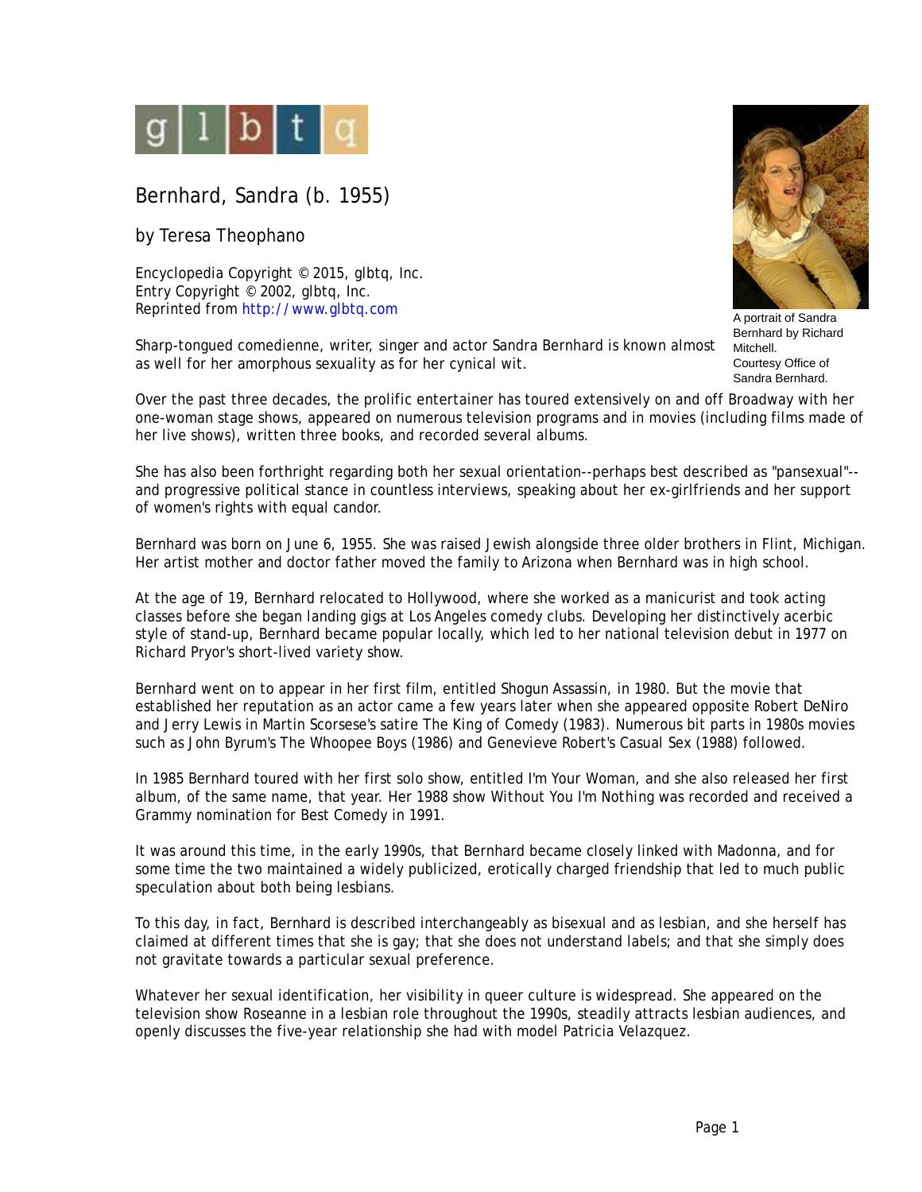glbtq

# Bernhard, Sandra (b. 1955)

by Teresa Theophano

Encyclopedia Copyright © 2015, glbtq, Inc.
Entry Copyright © 2002, glbtq, Inc.
Reprinted from http://www.glbtq.com

A portrait of Sandra Bernhard by Richard Mitchell.
Courtesy Office of Sandra Bernhard.

Sharp-tongued comedienne, writer, singer and actor Sandra Bernhard is known almost as well for her amorphous sexuality as for her cynical wit.

Over the past three decades, the prolific entertainer has toured extensively on and off Broadway with her one-woman stage shows, appeared on numerous television programs and in movies (including films made of her live shows), written three books, and recorded several albums.

She has also been forthright regarding both her sexual orientation--perhaps best described as "pansexual"--and progressive political stance in countless interviews, speaking about her ex-girlfriends and her support of women's rights with equal candor.

Bernhard was born on June 6, 1955. She was raised Jewish alongside three older brothers in Flint, Michigan. Her artist mother and doctor father moved the family to Arizona when Bernhard was in high school.

At the age of 19, Bernhard relocated to Hollywood, where she worked as a manicurist and took acting classes before she began landing gigs at Los Angeles comedy clubs. Developing her distinctively acerbic style of stand-up, Bernhard became popular locally, which led to her national television debut in 1977 on Richard Pryor's short-lived variety show.

Bernhard went on to appear in her first film, entitled Shogun Assassin, in 1980. But the movie that established her reputation as an actor came a few years later when she appeared opposite Robert DeNiro and Jerry Lewis in Martin Scorsese's satire The King of Comedy (1983). Numerous bit parts in 1980s movies such as John Byrum's The Whoopee Boys (1986) and Genevieve Robert's Casual Sex (1988) followed.

In 1985 Bernhard toured with her first solo show, entitled I'm Your Woman, and she also released her first album, of the same name, that year. Her 1988 show Without You I'm Nothing was recorded and received a Grammy nomination for Best Comedy in 1991.

It was around this time, in the early 1990s, that Bernhard became closely linked with Madonna, and for some time the two maintained a widely publicized, erotically charged friendship that led to much public speculation about both being lesbians.

To this day, in fact, Bernhard is described interchangeably as bisexual and as lesbian, and she herself has claimed at different times that she is gay; that she does not understand labels; and that she simply does not gravitate towards a particular sexual preference.

Whatever her sexual identification, her visibility in queer culture is widespread. She appeared on the television show Roseanne in a lesbian role throughout the 1990s, steadily attracts lesbian audiences, and openly discusses the five-year relationship she had with model Patricia Velazquez.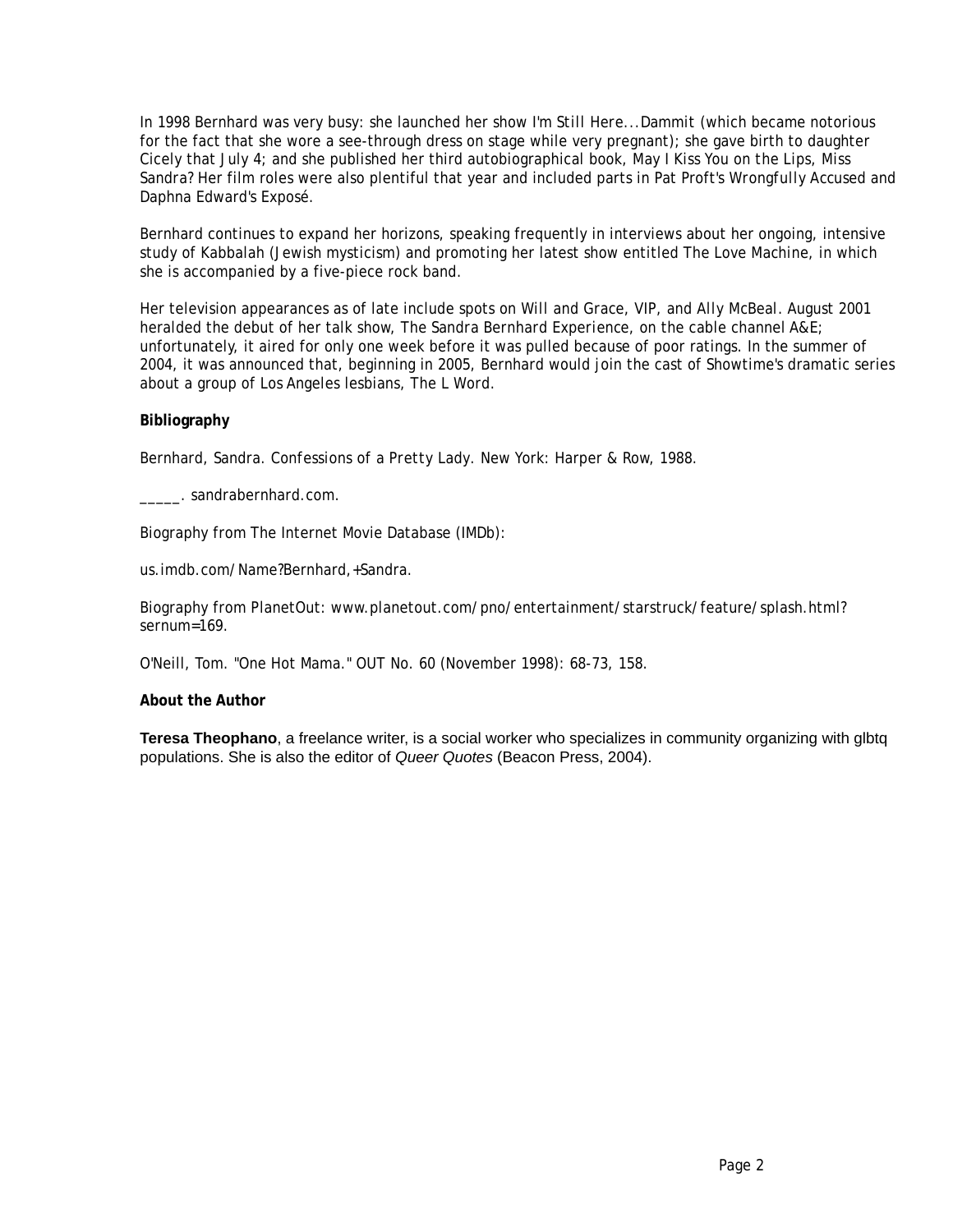In 1998 Bernhard was very busy: she launched her show *I'm Still Here... Dammit* (which became notorious for the fact that she wore a see-through dress on stage while very pregnant); she gave birth to daughter Cicely that July 4; and she published her third autobiographical book, *May I Kiss You on the Lips, Miss Sandra?* Her film roles were also plentiful that year and included parts in Pat Proft's *Wrongfully Accused* and Daphna Edward's *Exposé*.

Bernhard continues to expand her horizons, speaking frequently in interviews about her ongoing, intensive study of Kabbalah (Jewish mysticism) and promoting her latest show entitled *The Love Machine*, in which she is accompanied by a five-piece rock band.

Her television appearances as of late include spots on *Will and Grace*, *VIP*, and *Ally McBeal*. August 2001 heralded the debut of her talk show, *The Sandra Bernhard Experience*, on the cable channel A&E; unfortunately, it aired for only one week before it was pulled because of poor ratings. In the summer of 2004, it was announced that, beginning in 2005, Bernhard would join the cast of Showtime's dramatic series about a group of Los Angeles lesbians, *The L Word*.

**Bibliography**

Bernhard, Sandra. *Confessions of a Pretty Lady*. New York: Harper & Row, 1988.

_____. sandrabernhard.com.

Biography from The Internet Movie Database (IMDb):

us.imdb.com/Name?Bernhard,+Sandra.

Biography from PlanetOut: www.planetout.com/pno/entertainment/starstruck/feature/splash.html?sernum=169.

O'Neill, Tom. "One Hot Mama." *OUT* No. 60 (November 1998): 68-73, 158.

**About the Author**

**Teresa Theophano**, a freelance writer, is a social worker who specializes in community organizing with glbtq populations. She is also the editor of *Queer Quotes* (Beacon Press, 2004).